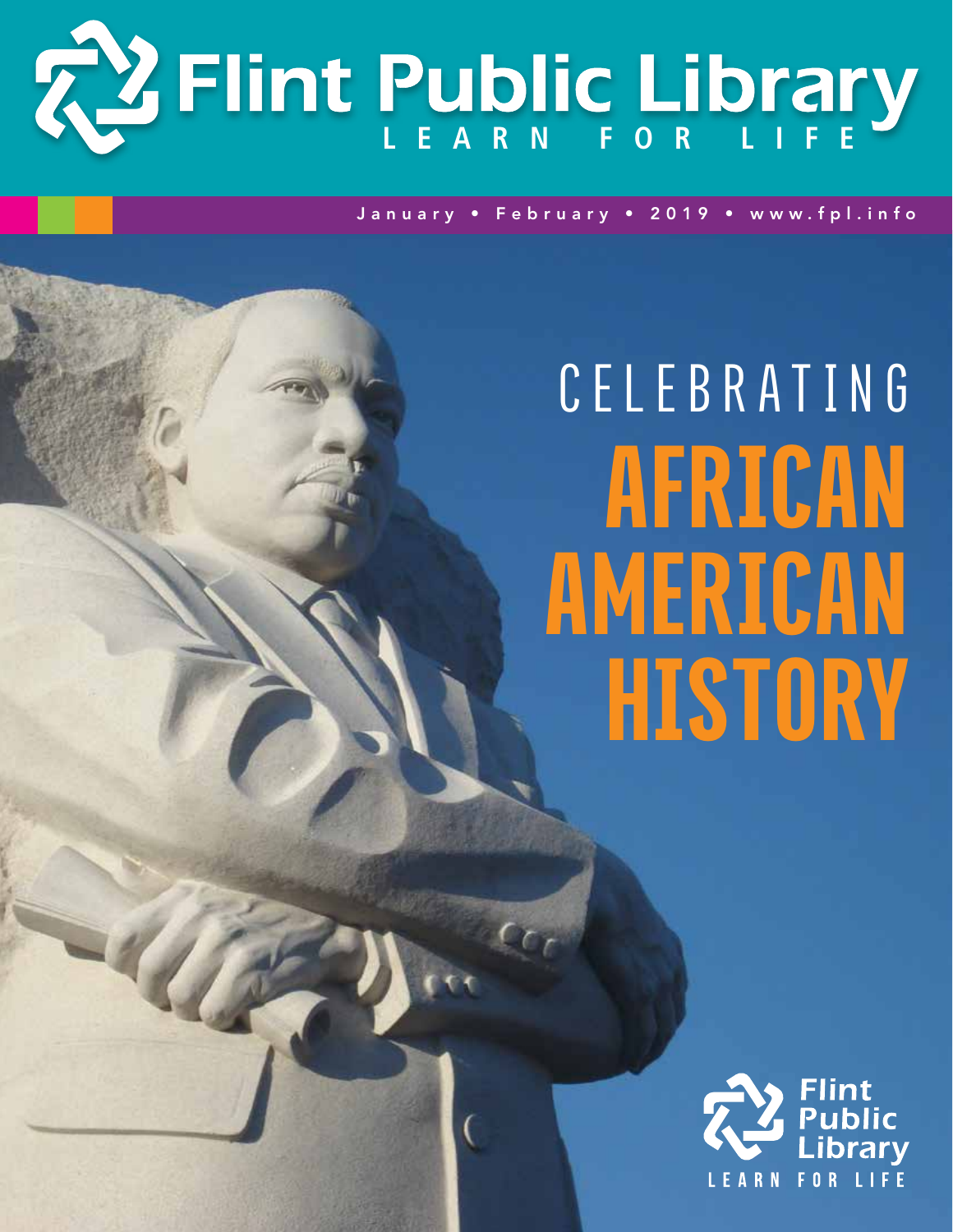# Flint Public Library

LEARN FOR LIFE

January • February • 2019 • www.fpl.info

CELEBRATING

# AFRICAN AMERICAN HISTORY

Flint Public Library

LEARN FOR LIFE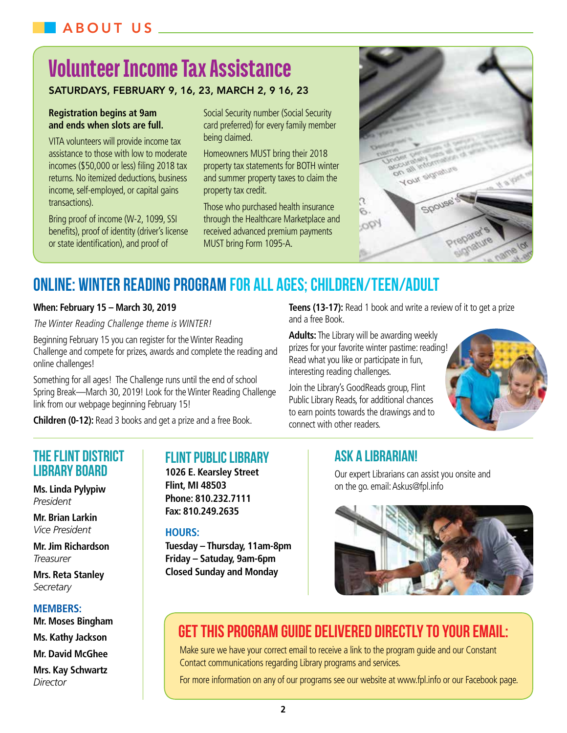## ABOUT US

# Volunteer Income Tax Assistance

**SATURDAYS, FEBRUARY 9, 16, 23, MARCH 2, 9 16, 23**

**Registration begins at 9am and ends when slots are full.**

VITA volunteers will provide income tax assistance to those with low to moderate incomes ($50,000 or less) filing 2018 tax returns. No itemized deductions, business income, self-employed, or capital gains transactions).

Bring proof of income (W-2, 1099, SSI benefits), proof of identity (driver's license or state identification), and proof of Social Security number (Social Security card preferred) for every family member being claimed.

Homeowners MUST bring their 2018 property tax statements for BOTH winter and summer property taxes to claim the property tax credit.

Those who purchased health insurance through the Healthcare Marketplace and received advanced premium payments MUST bring Form 1095-A.

# ONLINE: WINTER READING PROGRAM FOR ALL AGES; CHILDREN/TEEN/ADULT

**When: February 15 – March 30, 2019**

*The Winter Reading Challenge theme is WINTER!*

Beginning February 15 you can register for the Winter Reading Challenge and compete for prizes, awards and complete the reading and online challenges!

Something for all ages! The Challenge runs until the end of school Spring Break—March 30, 2019! Look for the Winter Reading Challenge link from our webpage beginning February 15!

**Children (0-12):** Read 3 books and get a prize and a free Book.

**Teens (13-17):** Read 1 book and write a review of it to get a prize and a free Book.

**Adults:** The Library will be awarding weekly prizes for your favorite winter pastime: reading! Read what you like or participate in fun, interesting reading challenges.

Join the Library's GoodReads group, Flint Public Library Reads, for additional chances to earn points towards the drawings and to connect with other readers.

## THE FLINT DISTRICT LIBRARY BOARD

**Ms. Linda Pylypiw**
*President*

**Mr. Brian Larkin**
*Vice President*

**Mr. Jim Richardson**
*Treasurer*

**Mrs. Reta Stanley**
*Secretary*

### MEMBERS:

**Mr. Moses Bingham**

**Ms. Kathy Jackson**

**Mr. David McGhee**

**Mrs. Kay Schwartz**
*Director*

## FLINT PUBLIC LIBRARY

**1026 E. Kearsley Street**
**Flint, MI 48503**
**Phone: 810.232.7111**
**Fax: 810.249.2635**

### HOURS:

**Tuesday – Thursday, 11am-8pm**
**Friday – Satuday, 9am-6pm**
**Closed Sunday and Monday**

## ASK A LIBRARIAN!

Our expert Librarians can assist you onsite and on the go. email: Askus@fpl.info

## GET THIS PROGRAM GUIDE DELIVERED DIRECTLY TO YOUR EMAIL:

Make sure we have your correct email to receive a link to the program guide and our Constant Contact communications regarding Library programs and services.

For more information on any of our programs see our website at www.fpl.info or our Facebook page.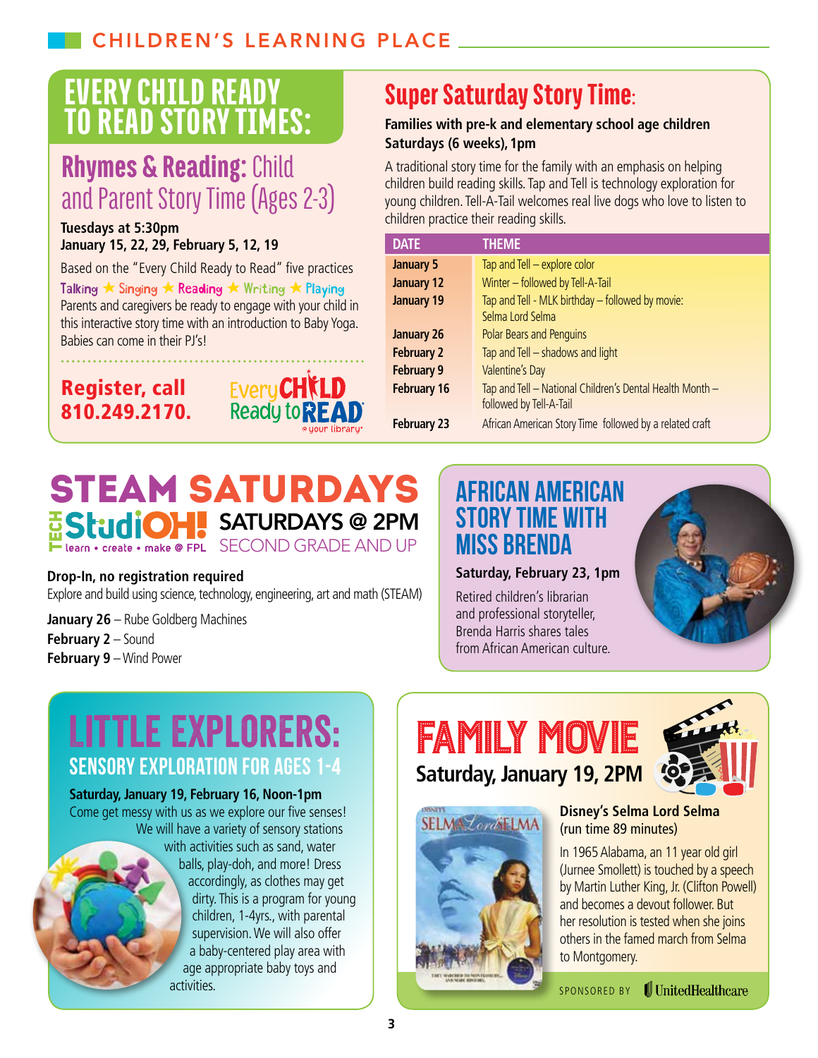# CHILDREN'S LEARNING PLACE

## EVERY CHILD READY TO READ STORY TIMES:

### Rhymes & Reading: Child and Parent Story Time (Ages 2-3)

**Tuesdays at 5:30pm**
**January 15, 22, 29, February 5, 12, 19**

Based on the "Every Child Ready to Read" five practices
Talking ★ Singing ★ Reading ★ Writing ★ Playing
Parents and caregivers be ready to engage with your child in this interactive story time with an introduction to Baby Yoga. Babies can come in their PJ's!

**Register, call 810.249.2170.**

Every CHILD Ready to READ @ your library

## Super Saturday Story Time:

**Families with pre-k and elementary school age children**
**Saturdays (6 weeks), 1pm**

A traditional story time for the family with an emphasis on helping children build reading skills. Tap and Tell is technology exploration for young children. Tell-A-Tail welcomes real live dogs who love to listen to children practice their reading skills.

| DATE | THEME |
|---|---|
| **January 5** | Tap and Tell – explore color |
| **January 12** | Winter – followed by Tell-A-Tail |
| **January 19** | Tap and Tell - MLK birthday – followed by movie: Selma Lord Selma |
| **January 26** | Polar Bears and Penguins |
| **February 2** | Tap and Tell – shadows and light |
| **February 9** | Valentine's Day |
| **February 16** | Tap and Tell – National Children's Dental Health Month – followed by Tell-A-Tail |
| **February 23** | African American Story Time followed by a related craft |

## STEAM SATURDAYS

TECH StudiOH! learn • create • make @ FPL

**SATURDAYS @ 2PM**
SECOND GRADE AND UP

**Drop-In, no registration required**
Explore and build using science, technology, engineering, art and math (STEAM)

**January 26** – Rube Goldberg Machines
**February 2** – Sound
**February 9** – Wind Power

## AFRICAN AMERICAN STORY TIME WITH MISS BRENDA

**Saturday, February 23, 1pm**

Retired children's librarian and professional storyteller, Brenda Harris shares tales from African American culture.

## LITTLE EXPLORERS:

### SENSORY EXPLORATION FOR AGES 1-4

**Saturday, January 19, February 16, Noon-1pm**
Come get messy with us as we explore our five senses! We will have a variety of sensory stations with activities such as sand, water balls, play-doh, and more! Dress accordingly, as clothes may get dirty. This is a program for young children, 1-4yrs., with parental supervision. We will also offer a baby-centered play area with age appropriate baby toys and activities.

## FAMILY MOVIE

**Saturday, January 19, 2PM**

**Disney's Selma Lord Selma**
(run time 89 minutes)

In 1965 Alabama, an 11 year old girl (Jurnee Smollett) is touched by a speech by Martin Luther King, Jr. (Clifton Powell) and becomes a devout follower. But her resolution is tested when she joins others in the famed march from Selma to Montgomery.

SPONSORED BY UnitedHealthcare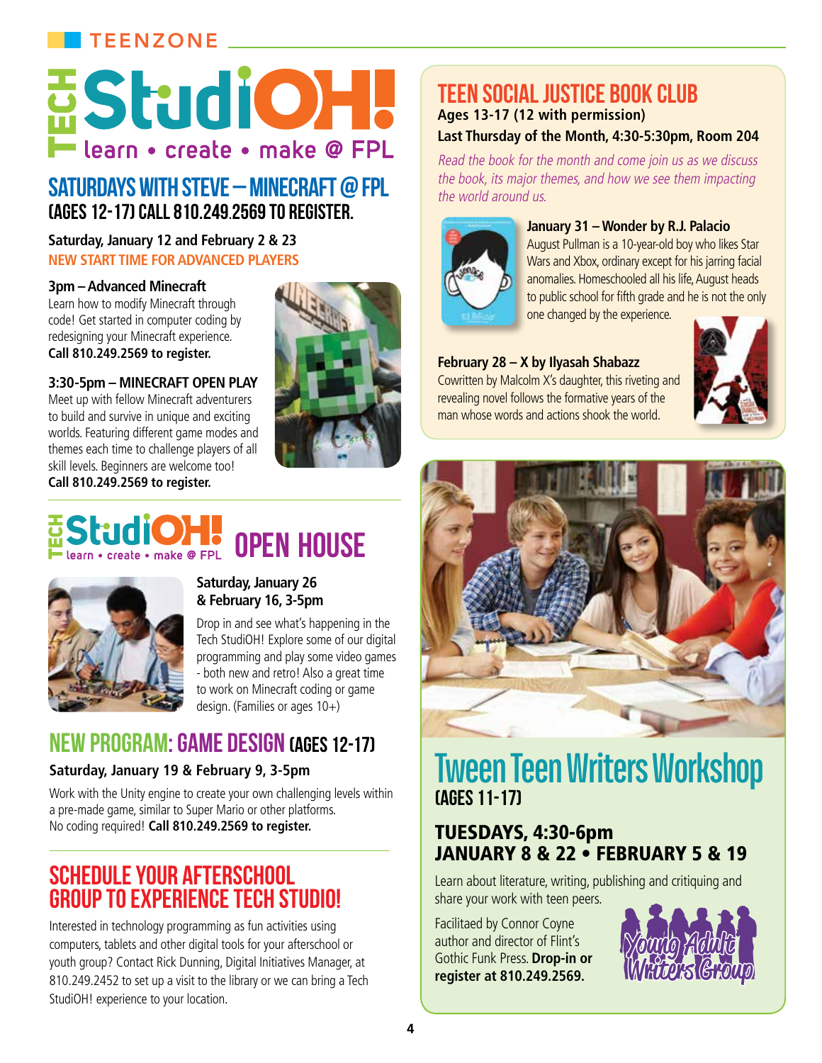TEENZONE

# TECH StudiOH!
learn • create • make @ FPL

## SATURDAYS WITH STEVE – MINECRAFT @ FPL
### (AGES 12-17) CALL 810.249.2569 TO REGISTER.

**Saturday, January 12 and February 2 & 23**
**NEW START TIME FOR ADVANCED PLAYERS**

**3pm – Advanced Minecraft**
Learn how to modify Minecraft through code! Get started in computer coding by redesigning your Minecraft experience.
**Call 810.249.2569 to register.**

**3:30-5pm – MINECRAFT OPEN PLAY**
Meet up with fellow Minecraft adventurers to build and survive in unique and exciting worlds. Featuring different game modes and themes each time to challenge players of all skill levels. Beginners are welcome too!
**Call 810.249.2569 to register.**

## TECH StudiOH! OPEN HOUSE
learn • create • make @ FPL

**Saturday, January 26 & February 16, 3-5pm**

Drop in and see what's happening in the Tech StudiOH! Explore some of our digital programming and play some video games - both new and retro! Also a great time to work on Minecraft coding or game design. (Families or ages 10+)

## NEW PROGRAM: GAME DESIGN (AGES 12-17)

**Saturday, January 19 & February 9, 3-5pm**

Work with the Unity engine to create your own challenging levels within a pre-made game, similar to Super Mario or other platforms.
No coding required! **Call 810.249.2569 to register.**

## SCHEDULE YOUR AFTERSCHOOL GROUP TO EXPERIENCE TECH STUDIO!

Interested in technology programming as fun activities using computers, tablets and other digital tools for your afterschool or youth group? Contact Rick Dunning, Digital Initiatives Manager, at 810.249.2452 to set up a visit to the library or we can bring a Tech StudiOH! experience to your location.

## TEEN SOCIAL JUSTICE BOOK CLUB

**Ages 13-17 (12 with permission)**
**Last Thursday of the Month, 4:30-5:30pm, Room 204**

*Read the book for the month and come join us as we discuss the book, its major themes, and how we see them impacting the world around us.*

**January 31 – Wonder by R.J. Palacio**
August Pullman is a 10-year-old boy who likes Star Wars and Xbox, ordinary except for his jarring facial anomalies. Homeschooled all his life, August heads to public school for fifth grade and he is not the only one changed by the experience.

**February 28 – X by Ilyasah Shabazz**
Cowritten by Malcolm X's daughter, this riveting and revealing novel follows the formative years of the man whose words and actions shook the world.

## Tween Teen Writers Workshop
### (AGES 11-17)

**TUESDAYS, 4:30-6pm**
**JANUARY 8 & 22 • FEBRUARY 5 & 19**

Learn about literature, writing, publishing and critiquing and share your work with teen peers.

Facilitaed by Connor Coyne author and director of Flint's Gothic Funk Press. **Drop-in or register at 810.249.2569.**

Young Adult Writers Group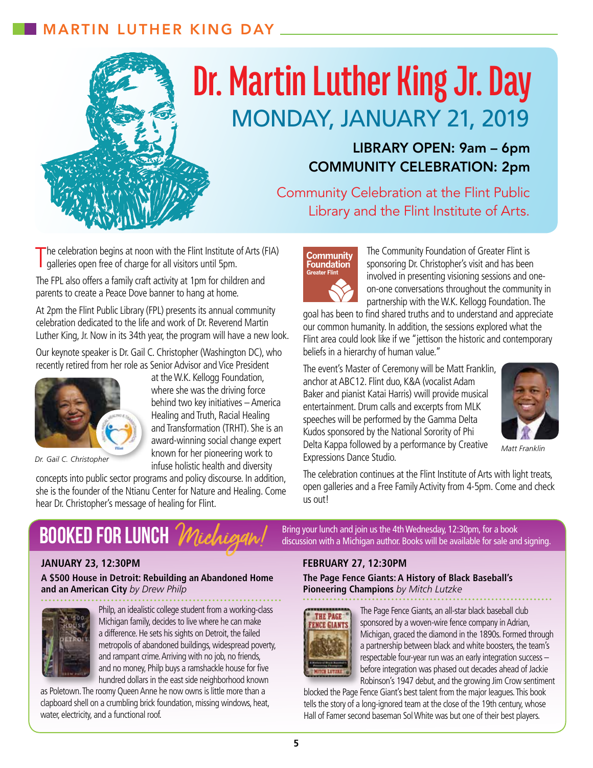## MARTIN LUTHER KING DAY

# Dr. Martin Luther King Jr. Day

## MONDAY, JANUARY 21, 2019

**LIBRARY OPEN: 9am – 6pm**
**COMMUNITY CELEBRATION: 2pm**

Community Celebration at the Flint Public Library and the Flint Institute of Arts.

The celebration begins at noon with the Flint Institute of Arts (FIA) galleries open free of charge for all visitors until 5pm.

The FPL also offers a family craft activity at 1pm for children and parents to create a Peace Dove banner to hang at home.

At 2pm the Flint Public Library (FPL) presents its annual community celebration dedicated to the life and work of Dr. Reverend Martin Luther King, Jr. Now in its 34th year, the program will have a new look.

Our keynote speaker is Dr. Gail C. Christopher (Washington DC), who recently retired from her role as Senior Advisor and Vice President at the W.K. Kellogg Foundation, where she was the driving force behind two key initiatives – America Healing and Truth, Racial Healing and Transformation (TRHT). She is an award-winning social change expert known for her pioneering work to infuse holistic health and diversity concepts into public sector programs and policy discourse. In addition, she is the founder of the Ntianu Center for Nature and Healing. Come hear Dr. Christopher's message of healing for Flint.

*Dr. Gail C. Christopher*

The Community Foundation of Greater Flint is sponsoring Dr. Christopher's visit and has been involved in presenting visioning sessions and one-on-one conversations throughout the community in partnership with the W.K. Kellogg Foundation. The goal has been to find shared truths and to understand and appreciate our common humanity. In addition, the sessions explored what the Flint area could look like if we "jettison the historic and contemporary beliefs in a hierarchy of human value."

The event's Master of Ceremony will be Matt Franklin, anchor at ABC12. Flint duo, K&A (vocalist Adam Baker and pianist Katai Harris) vwill provide musical entertainment. Drum calls and excerpts from MLK speeches will be performed by the Gamma Delta Kudos sponsored by the National Sorority of Phi Delta Kappa followed by a performance by Creative Expressions Dance Studio.

*Matt Franklin*

The celebration continues at the Flint Institute of Arts with light treats, open galleries and a Free Family Activity from 4-5pm. Come and check us out!

## BOOKED FOR LUNCH *Michigan!*

Bring your lunch and join us the 4th Wednesday, 12:30pm, for a book discussion with a Michigan author. Books will be available for sale and signing.

### JANUARY 23, 12:30PM

**A $500 House in Detroit: Rebuilding an Abandoned Home and an American City** *by Drew Philp*

Philp, an idealistic college student from a working-class Michigan family, decides to live where he can make a difference. He sets his sights on Detroit, the failed metropolis of abandoned buildings, widespread poverty, and rampant crime. Arriving with no job, no friends, and no money, Philp buys a ramshackle house for five hundred dollars in the east side neighborhood known as Poletown. The roomy Queen Anne he now owns is little more than a clapboard shell on a crumbling brick foundation, missing windows, heat, water, electricity, and a functional roof.

### FEBRUARY 27, 12:30PM

**The Page Fence Giants: A History of Black Baseball's Pioneering Champions** *by Mitch Lutzke*

The Page Fence Giants, an all-star black baseball club sponsored by a woven-wire fence company in Adrian, Michigan, graced the diamond in the 1890s. Formed through a partnership between black and white boosters, the team's respectable four-year run was an early integration success – before integration was phased out decades ahead of Jackie Robinson's 1947 debut, and the growing Jim Crow sentiment blocked the Page Fence Giant's best talent from the major leagues. This book tells the story of a long-ignored team at the close of the 19th century, whose Hall of Famer second baseman Sol White was but one of their best players.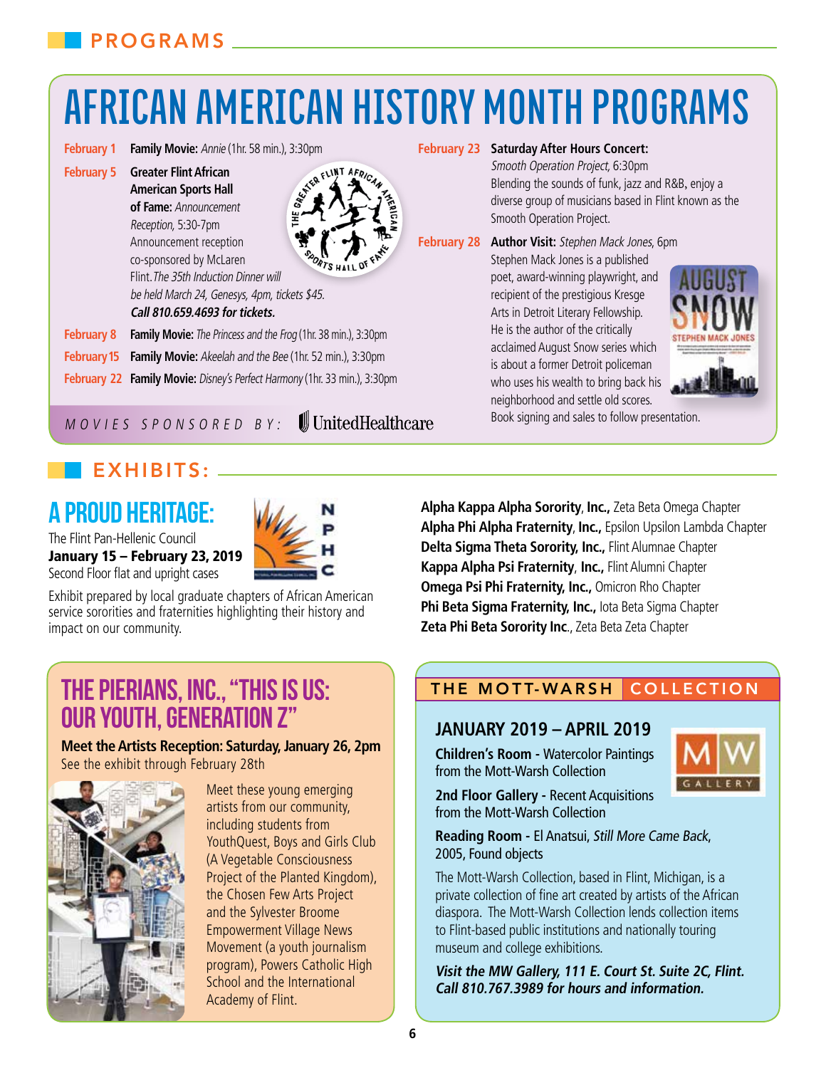## PROGRAMS

# AFRICAN AMERICAN HISTORY MONTH PROGRAMS

**February 1** — **Family Movie:** *Annie* (1hr. 58 min.), 3:30pm

**February 5** — **Greater Flint African American Sports Hall of Fame:** *Announcement Reception*, 5:30-7pm
Announcement reception co-sponsored by McLaren Flint. *The 35th Induction Dinner will be held March 24, Genesys, 4pm, tickets $45.* ***Call 810.659.4693 for tickets.***

**February 8** — **Family Movie:** *The Princess and the Frog* (1hr. 38 min.), 3:30pm

**February 15** — **Family Movie:** *Akeelah and the Bee* (1hr. 52 min.), 3:30pm

**February 22** — **Family Movie:** *Disney's Perfect Harmony* (1hr. 33 min.), 3:30pm

*MOVIES SPONSORED BY:* UnitedHealthcare

**February 23** — **Saturday After Hours Concert:** *Smooth Operation Project*, 6:30pm
Blending the sounds of funk, jazz and R&B, enjoy a diverse group of musicians based in Flint known as the Smooth Operation Project.

**February 28** — **Author Visit:** *Stephen Mack Jones*, 6pm
Stephen Mack Jones is a published poet, award-winning playwright, and recipient of the prestigious Kresge Arts in Detroit Literary Fellowship. He is the author of the critically acclaimed August Snow series which is about a former Detroit policeman who uses his wealth to bring back his neighborhood and settle old scores. Book signing and sales to follow presentation.

## EXHIBITS:

### A PROUD HERITAGE:

The Flint Pan-Hellenic Council
**January 15 – February 23, 2019**
Second Floor flat and upright cases

Exhibit prepared by local graduate chapters of African American service sororities and fraternities highlighting their history and impact on our community.

**Alpha Kappa Alpha Sorority, Inc.,** Zeta Beta Omega Chapter
**Alpha Phi Alpha Fraternity, Inc.,** Epsilon Upsilon Lambda Chapter
**Delta Sigma Theta Sorority, Inc.,** Flint Alumnae Chapter
**Kappa Alpha Psi Fraternity, Inc.,** Flint Alumni Chapter
**Omega Psi Phi Fraternity, Inc.,** Omicron Rho Chapter
**Phi Beta Sigma Fraternity, Inc.,** Iota Beta Sigma Chapter
**Zeta Phi Beta Sorority Inc.,** Zeta Beta Zeta Chapter

### THE PIERIANS, INC., "THIS IS US: OUR YOUTH, GENERATION Z"

**Meet the Artists Reception: Saturday, January 26, 2pm**
See the exhibit through February 28th

Meet these young emerging artists from our community, including students from YouthQuest, Boys and Girls Club (A Vegetable Consciousness Project of the Planted Kingdom), the Chosen Few Arts Project and the Sylvester Broome Empowerment Village News Movement (a youth journalism program), Powers Catholic High School and the International Academy of Flint.

### THE MOTT-WARSH COLLECTION

**JANUARY 2019 – APRIL 2019**

**Children's Room** - Watercolor Paintings from the Mott-Warsh Collection

**2nd Floor Gallery** - Recent Acquisitions from the Mott-Warsh Collection

**Reading Room** - El Anatsui, *Still More Came Back*, 2005, Found objects

The Mott-Warsh Collection, based in Flint, Michigan, is a private collection of fine art created by artists of the African diaspora. The Mott-Warsh Collection lends collection items to Flint-based public institutions and nationally touring museum and college exhibitions.

***Visit the MW Gallery, 111 E. Court St. Suite 2C, Flint. Call 810.767.3989 for hours and information.***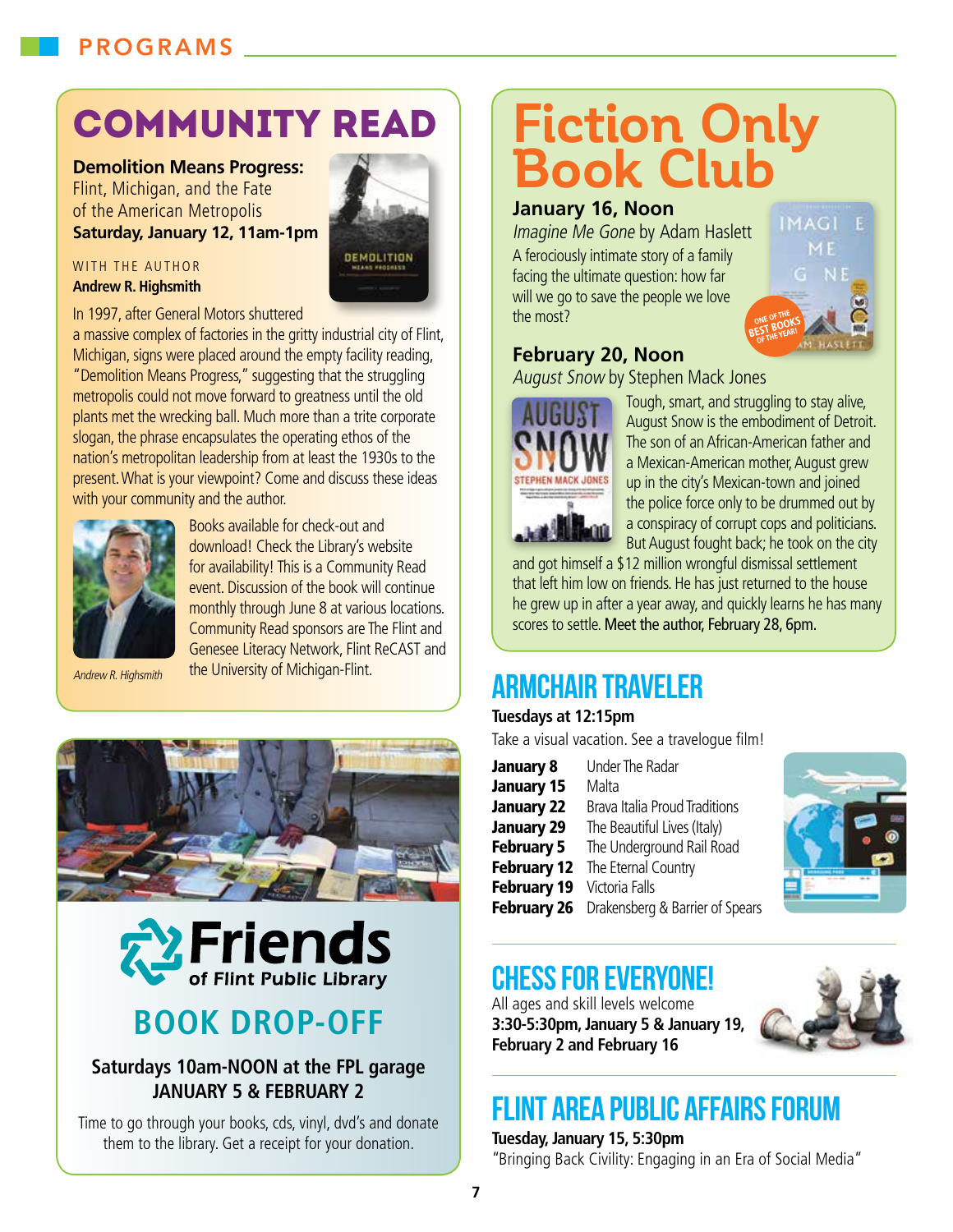# PROGRAMS

## COMMUNITY READ

**Demolition Means Progress:** Flint, Michigan, and the Fate of the American Metropolis
**Saturday, January 12, 11am-1pm**

WITH THE AUTHOR
**Andrew R. Highsmith**

In 1997, after General Motors shuttered a massive complex of factories in the gritty industrial city of Flint, Michigan, signs were placed around the empty facility reading, "Demolition Means Progress," suggesting that the struggling metropolis could not move forward to greatness until the old plants met the wrecking ball. Much more than a trite corporate slogan, the phrase encapsulates the operating ethos of the nation's metropolitan leadership from at least the 1930s to the present. What is your viewpoint? Come and discuss these ideas with your community and the author.

*Andrew R. Highsmith*

Books available for check-out and download! Check the Library's website for availability! This is a Community Read event. Discussion of the book will continue monthly through June 8 at various locations. Community Read sponsors are The Flint and Genesee Literacy Network, Flint ReCAST and the University of Michigan-Flint.

## Friends of Flint Public Library

### BOOK DROP-OFF

**Saturdays 10am-NOON at the FPL garage**
**JANUARY 5 & FEBRUARY 2**

Time to go through your books, cds, vinyl, dvd's and donate them to the library. Get a receipt for your donation.

## Fiction Only Book Club

**January 16, Noon**
*Imagine Me Gone* by Adam Haslett
A ferociously intimate story of a family facing the ultimate question: how far will we go to save the people we love the most?

**February 20, Noon**
*August Snow* by Stephen Mack Jones
Tough, smart, and struggling to stay alive, August Snow is the embodiment of Detroit. The son of an African-American father and a Mexican-American mother, August grew up in the city's Mexican-town and joined the police force only to be drummed out by a conspiracy of corrupt cops and politicians. But August fought back; he took on the city and got himself a $12 million wrongful dismissal settlement that left him low on friends. He has just returned to the house he grew up in after a year away, and quickly learns he has many scores to settle. Meet the author, February 28, 6pm.

## ARMCHAIR TRAVELER

**Tuesdays at 12:15pm**
Take a visual vacation. See a travelogue film!

| | |
|---|---|
| **January 8** | Under The Radar |
| **January 15** | Malta |
| **January 22** | Brava Italia Proud Traditions |
| **January 29** | The Beautiful Lives (Italy) |
| **February 5** | The Underground Rail Road |
| **February 12** | The Eternal Country |
| **February 19** | Victoria Falls |
| **February 26** | Drakensberg & Barrier of Spears |

## CHESS FOR EVERYONE!

All ages and skill levels welcome
**3:30-5:30pm, January 5 & January 19, February 2 and February 16**

## FLINT AREA PUBLIC AFFAIRS FORUM

**Tuesday, January 15, 5:30pm**
"Bringing Back Civility: Engaging in an Era of Social Media"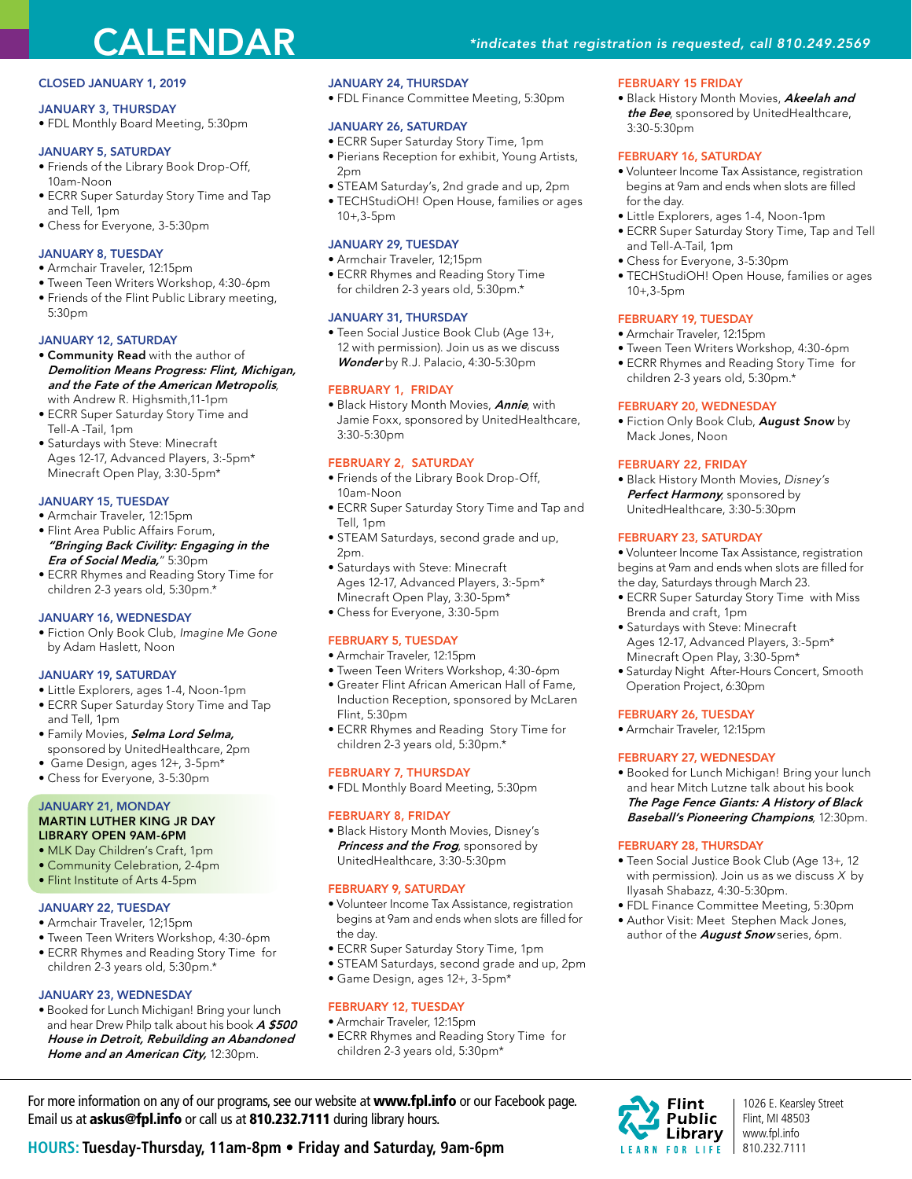# CALENDAR

*\*indicates that registration is requested, call 810.249.2569*

### CLOSED JANUARY 1, 2019

### JANUARY 3, THURSDAY
- FDL Monthly Board Meeting, 5:30pm

### JANUARY 5, SATURDAY
- Friends of the Library Book Drop-Off, 10am-Noon
- ECRR Super Saturday Story Time and Tap and Tell, 1pm
- Chess for Everyone, 3-5:30pm

### JANUARY 8, TUESDAY
- Armchair Traveler, 12:15pm
- Tween Teen Writers Workshop, 4:30-6pm
- Friends of the Flint Public Library meeting, 5:30pm

### JANUARY 12, SATURDAY
- **Community Read** with the author of ***Demolition Means Progress: Flint, Michigan, and the Fate of the American Metropolis***, with Andrew R. Highsmith,11-1pm
- ECRR Super Saturday Story Time and Tell-A -Tail, 1pm
- Saturdays with Steve: Minecraft Ages 12-17, Advanced Players, 3:-5pm* Minecraft Open Play, 3:30-5pm*

### JANUARY 15, TUESDAY
- Armchair Traveler, 12:15pm
- Flint Area Public Affairs Forum, ***"Bringing Back Civility: Engaging in the Era of Social Media,"*** 5:30pm
- ECRR Rhymes and Reading Story Time for children 2-3 years old, 5:30pm.*

### JANUARY 16, WEDNESDAY
- Fiction Only Book Club, *Imagine Me Gone* by Adam Haslett, Noon

### JANUARY 19, SATURDAY
- Little Explorers, ages 1-4, Noon-1pm
- ECRR Super Saturday Story Time and Tap and Tell, 1pm
- Family Movies, ***Selma Lord Selma,*** sponsored by UnitedHealthcare, 2pm
- Game Design, ages 12+, 3-5pm*
- Chess for Everyone, 3-5:30pm

### JANUARY 21, MONDAY
**MARTIN LUTHER KING JR DAY**
**LIBRARY OPEN 9AM-6PM**
- MLK Day Children's Craft, 1pm
- Community Celebration, 2-4pm
- Flint Institute of Arts 4-5pm

### JANUARY 22, TUESDAY
- Armchair Traveler, 12;15pm
- Tween Teen Writers Workshop, 4:30-6pm
- ECRR Rhymes and Reading Story Time for children 2-3 years old, 5:30pm.*

### JANUARY 23, WEDNESDAY
- Booked for Lunch Michigan! Bring your lunch and hear Drew Philp talk about his book ***A $500 House in Detroit, Rebuilding an Abandoned Home and an American City,*** 12:30pm.

### JANUARY 24, THURSDAY
- FDL Finance Committee Meeting, 5:30pm

### JANUARY 26, SATURDAY
- ECRR Super Saturday Story Time, 1pm
- Pierians Reception for exhibit, Young Artists, 2pm
- STEAM Saturday's, 2nd grade and up, 2pm
- TECHStudiOH! Open House, families or ages 10+,3-5pm

### JANUARY 29, TUESDAY
- Armchair Traveler, 12;15pm
- ECRR Rhymes and Reading Story Time for children 2-3 years old, 5:30pm.*

### JANUARY 31, THURSDAY
- Teen Social Justice Book Club (Age 13+, 12 with permission). Join us as we discuss ***Wonder*** by R.J. Palacio, 4:30-5:30pm

### FEBRUARY 1, FRIDAY
- Black History Month Movies, ***Annie***, with Jamie Foxx, sponsored by UnitedHealthcare, 3:30-5:30pm

### FEBRUARY 2, SATURDAY
- Friends of the Library Book Drop-Off, 10am-Noon
- ECRR Super Saturday Story Time and Tap and Tell, 1pm
- STEAM Saturdays, second grade and up, 2pm.
- Saturdays with Steve: Minecraft Ages 12-17, Advanced Players, 3:-5pm* Minecraft Open Play, 3:30-5pm*
- Chess for Everyone, 3:30-5pm

### FEBRUARY 5, TUESDAY
- Armchair Traveler, 12:15pm
- Tween Teen Writers Workshop, 4:30-6pm
- Greater Flint African American Hall of Fame, Induction Reception, sponsored by McLaren Flint, 5:30pm
- ECRR Rhymes and Reading Story Time for children 2-3 years old, 5:30pm.*

### FEBRUARY 7, THURSDAY
- FDL Monthly Board Meeting, 5:30pm

### FEBRUARY 8, FRIDAY
- Black History Month Movies, Disney's ***Princess and the Frog***, sponsored by UnitedHealthcare, 3:30-5:30pm

### FEBRUARY 9, SATURDAY
- Volunteer Income Tax Assistance, registration begins at 9am and ends when slots are filled for the day.
- ECRR Super Saturday Story Time, 1pm
- STEAM Saturdays, second grade and up, 2pm
- Game Design, ages 12+, 3-5pm*

### FEBRUARY 12, TUESDAY
- Armchair Traveler, 12:15pm
- ECRR Rhymes and Reading Story Time for children 2-3 years old, 5:30pm*

### FEBRUARY 15 FRIDAY
- Black History Month Movies, ***Akeelah and the Bee***, sponsored by UnitedHealthcare, 3:30-5:30pm

### FEBRUARY 16, SATURDAY
- Volunteer Income Tax Assistance, registration begins at 9am and ends when slots are filled for the day.
- Little Explorers, ages 1-4, Noon-1pm
- ECRR Super Saturday Story Time, Tap and Tell and Tell-A-Tail, 1pm
- Chess for Everyone, 3-5:30pm
- TECHStudiOH! Open House, families or ages 10+,3-5pm

### FEBRUARY 19, TUESDAY
- Armchair Traveler, 12:15pm
- Tween Teen Writers Workshop, 4:30-6pm
- ECRR Rhymes and Reading Story Time for children 2-3 years old, 5:30pm.*

### FEBRUARY 20, WEDNESDAY
- Fiction Only Book Club, ***August Snow*** by Mack Jones, Noon

### FEBRUARY 22, FRIDAY
- Black History Month Movies, *Disney's* ***Perfect Harmony***, sponsored by UnitedHealthcare, 3:30-5:30pm

### FEBRUARY 23, SATURDAY
- Volunteer Income Tax Assistance, registration begins at 9am and ends when slots are filled for the day, Saturdays through March 23.
- ECRR Super Saturday Story Time with Miss Brenda and craft, 1pm
- Saturdays with Steve: Minecraft Ages 12-17, Advanced Players, 3:-5pm* Minecraft Open Play, 3:30-5pm*
- Saturday Night After-Hours Concert, Smooth Operation Project, 6:30pm

### FEBRUARY 26, TUESDAY
- Armchair Traveler, 12:15pm

### FEBRUARY 27, WEDNESDAY
- Booked for Lunch Michigan! Bring your lunch and hear Mitch Lutzne talk about his book ***The Page Fence Giants: A History of Black Baseball's Pioneering Champions***, 12:30pm.

### FEBRUARY 28, THURSDAY
- Teen Social Justice Book Club (Age 13+, 12 with permission). Join us as we discuss *X* by Ilyasah Shabazz, 4:30-5:30pm.
- FDL Finance Committee Meeting, 5:30pm
- Author Visit: Meet Stephen Mack Jones, author of the ***August Snow*** series, 6pm.

---

For more information on any of our programs, see our website at **www.fpl.info** or our Facebook page. Email us at **askus@fpl.info** or call us at **810.232.7111** during library hours.

**HOURS: Tuesday-Thursday, 11am-8pm • Friday and Saturday, 9am-6pm**

Flint Public Library
LEARN FOR LIFE

1026 E. Kearsley Street
Flint, MI 48503
www.fpl.info
810.232.7111